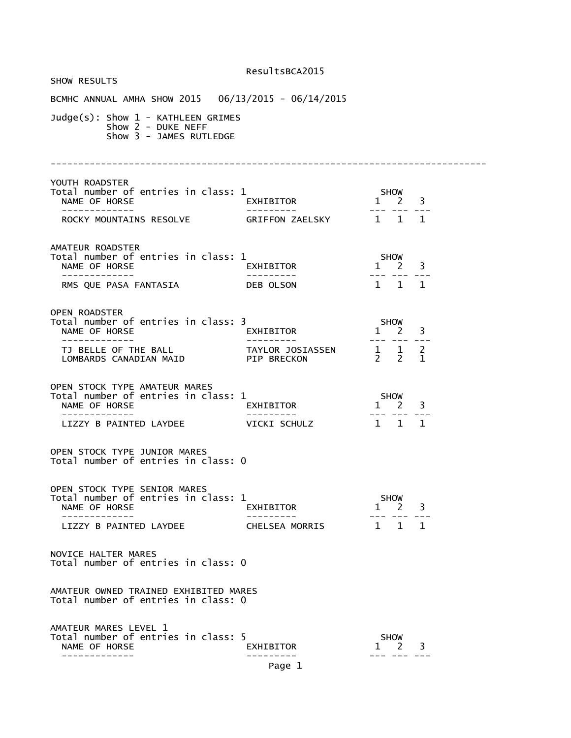ResultsBCA2015

SHOW RESULTS

BCMHC ANNUAL AMHA SHOW 2015 06/13/2015 - 06/14/2015

Judge(s): Show 1 - KATHLEEN GRIMES
Show 2 - DUKE NEFF
Show 3 - JAMES RUTLEDGE

---

### YOUTH ROADSTER

Total number of entries in class: 1

| NAME OF HORSE | EXHIBITOR | SHOW 1 | SHOW 2 | SHOW 3 |
|---|---|---|---|---|
| ROCKY MOUNTAINS RESOLVE | GRIFFON ZAELSKY | 1 | 1 | 1 |

### AMATEUR ROADSTER

Total number of entries in class: 1

| NAME OF HORSE | EXHIBITOR | SHOW 1 | SHOW 2 | SHOW 3 |
|---|---|---|---|---|
| RMS QUE PASA FANTASIA | DEB OLSON | 1 | 1 | 1 |

### OPEN ROADSTER

Total number of entries in class: 3

| NAME OF HORSE | EXHIBITOR | SHOW 1 | SHOW 2 | SHOW 3 |
|---|---|---|---|---|
| TJ BELLE OF THE BALL | TAYLOR JOSIASSEN | 1 | 1 | 2 |
| LOMBARDS CANADIAN MAID | PIP BRECKON | 2 | 2 | 1 |

### OPEN STOCK TYPE AMATEUR MARES

Total number of entries in class: 1

| NAME OF HORSE | EXHIBITOR | SHOW 1 | SHOW 2 | SHOW 3 |
|---|---|---|---|---|
| LIZZY B PAINTED LAYDEE | VICKI SCHULZ | 1 | 1 | 1 |

### OPEN STOCK TYPE JUNIOR MARES

Total number of entries in class: 0

### OPEN STOCK TYPE SENIOR MARES

Total number of entries in class: 1

| NAME OF HORSE | EXHIBITOR | SHOW 1 | SHOW 2 | SHOW 3 |
|---|---|---|---|---|
| LIZZY B PAINTED LAYDEE | CHELSEA MORRIS | 1 | 1 | 1 |

### NOVICE HALTER MARES

Total number of entries in class: 0

### AMATEUR OWNED TRAINED EXHIBITED MARES

Total number of entries in class: 0

### AMATEUR MARES LEVEL 1

Total number of entries in class: 5

| NAME OF HORSE | EXHIBITOR | SHOW 1 | SHOW 2 | SHOW 3 |
|---|---|---|---|---|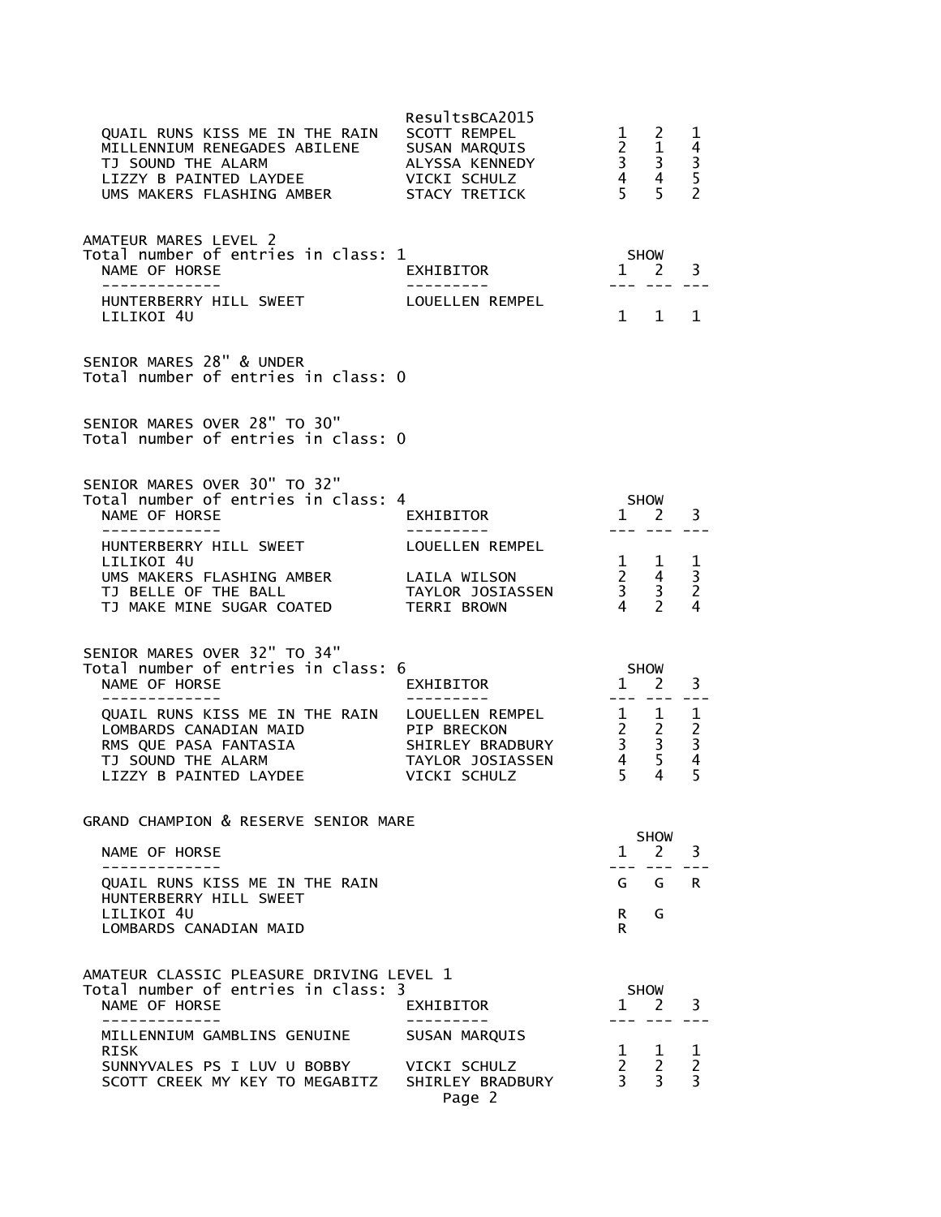| NAME OF HORSE | EXHIBITOR | SHOW 1 | 2 | 3 |
|---|---|---|---|---|
| QUAIL RUNS KISS ME IN THE RAIN | SCOTT REMPEL | 1 | 2 | 1 |
| MILLENNIUM RENEGADES ABILENE | SUSAN MARQUIS | 2 | 1 | 4 |
| TJ SOUND THE ALARM | ALYSSA KENNEDY | 3 | 3 | 3 |
| LIZZY B PAINTED LAYDEE | VICKI SCHULZ | 4 | 4 | 5 |
| UMS MAKERS FLASHING AMBER | STACY TRETICK | 5 | 5 | 2 |

## AMATEUR MARES LEVEL 2

Total number of entries in class: 1

| NAME OF HORSE | EXHIBITOR | SHOW 1 | 2 | 3 |
|---|---|---|---|---|
| HUNTERBERRY HILL SWEET LILIKOI 4U | LOUELLEN REMPEL | 1 | 1 | 1 |

## SENIOR MARES 28" & UNDER

Total number of entries in class: 0

## SENIOR MARES OVER 28" TO 30"

Total number of entries in class: 0

## SENIOR MARES OVER 30" TO 32"

Total number of entries in class: 4

| NAME OF HORSE | EXHIBITOR | SHOW 1 | 2 | 3 |
|---|---|---|---|---|
| HUNTERBERRY HILL SWEET LILIKOI 4U | LOUELLEN REMPEL | 1 | 1 | 1 |
| UMS MAKERS FLASHING AMBER | LAILA WILSON | 2 | 4 | 3 |
| TJ BELLE OF THE BALL | TAYLOR JOSIASSEN | 3 | 3 | 2 |
| TJ MAKE MINE SUGAR COATED | TERRI BROWN | 4 | 2 | 4 |

## SENIOR MARES OVER 32" TO 34"

Total number of entries in class: 6

| NAME OF HORSE | EXHIBITOR | SHOW 1 | 2 | 3 |
|---|---|---|---|---|
| QUAIL RUNS KISS ME IN THE RAIN | LOUELLEN REMPEL | 1 | 1 | 1 |
| LOMBARDS CANADIAN MAID | PIP BRECKON | 2 | 2 | 2 |
| RMS QUE PASA FANTASIA | SHIRLEY BRADBURY | 3 | 3 | 3 |
| TJ SOUND THE ALARM | TAYLOR JOSIASSEN | 4 | 5 | 4 |
| LIZZY B PAINTED LAYDEE | VICKI SCHULZ | 5 | 4 | 5 |

## GRAND CHAMPION & RESERVE SENIOR MARE

| NAME OF HORSE | SHOW 1 | 2 | 3 |
|---|---|---|---|
| QUAIL RUNS KISS ME IN THE RAIN | G | G | R |
| HUNTERBERRY HILL SWEET LILIKOI 4U | R | G | |
| LOMBARDS CANADIAN MAID | R | | |

## AMATEUR CLASSIC PLEASURE DRIVING LEVEL 1

Total number of entries in class: 3

| NAME OF HORSE | EXHIBITOR | SHOW 1 | 2 | 3 |
|---|---|---|---|---|
| MILLENNIUM GAMBLINS GENUINE RISK | SUSAN MARQUIS | 1 | 1 | 1 |
| SUNNYVALES PS I LUV U BOBBY | VICKI SCHULZ | 2 | 2 | 2 |
| SCOTT CREEK MY KEY TO MEGABITZ | SHIRLEY BRADBURY | 3 | 3 | 3 |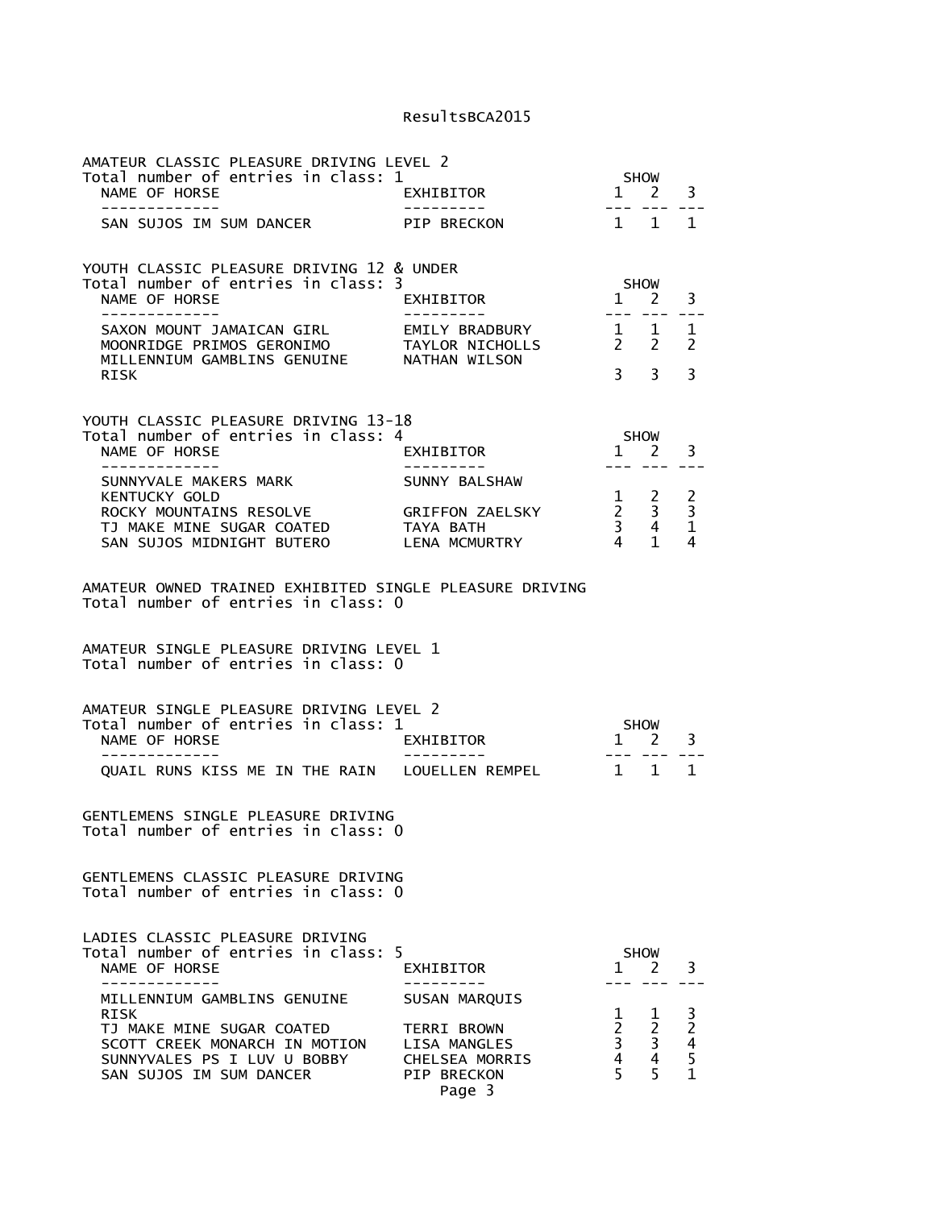## AMATEUR CLASSIC PLEASURE DRIVING LEVEL 2

Total number of entries in class: 1

| NAME OF HORSE | EXHIBITOR | SHOW 1 | SHOW 2 | SHOW 3 |
|---|---|---|---|---|
| SAN SUJOS IM SUM DANCER | PIP BRECKON | 1 | 1 | 1 |

## YOUTH CLASSIC PLEASURE DRIVING 12 & UNDER

Total number of entries in class: 3

| NAME OF HORSE | EXHIBITOR | SHOW 1 | SHOW 2 | SHOW 3 |
|---|---|---|---|---|
| SAXON MOUNT JAMAICAN GIRL | EMILY BRADBURY | 1 | 1 | 1 |
| MOONRIDGE PRIMOS GERONIMO | TAYLOR NICHOLLS | 2 | 2 | 2 |
| MILLENNIUM GAMBLINS GENUINE RISK | NATHAN WILSON | 3 | 3 | 3 |

## YOUTH CLASSIC PLEASURE DRIVING 13-18

Total number of entries in class: 4

| NAME OF HORSE | EXHIBITOR | SHOW 1 | SHOW 2 | SHOW 3 |
|---|---|---|---|---|
| SUNNYVALE MAKERS MARK KENTUCKY GOLD | SUNNY BALSHAW | 1 | 2 | 2 |
| ROCKY MOUNTAINS RESOLVE | GRIFFON ZAELSKY | 2 | 3 | 3 |
| TJ MAKE MINE SUGAR COATED | TAYA BATH | 3 | 4 | 1 |
| SAN SUJOS MIDNIGHT BUTERO | LENA MCMURTRY | 4 | 1 | 4 |

## AMATEUR OWNED TRAINED EXHIBITED SINGLE PLEASURE DRIVING

Total number of entries in class: 0

## AMATEUR SINGLE PLEASURE DRIVING LEVEL 1

Total number of entries in class: 0

## AMATEUR SINGLE PLEASURE DRIVING LEVEL 2

Total number of entries in class: 1

| NAME OF HORSE | EXHIBITOR | SHOW 1 | SHOW 2 | SHOW 3 |
|---|---|---|---|---|
| QUAIL RUNS KISS ME IN THE RAIN | LOUELLEN REMPEL | 1 | 1 | 1 |

## GENTLEMENS SINGLE PLEASURE DRIVING

Total number of entries in class: 0

## GENTLEMENS CLASSIC PLEASURE DRIVING

Total number of entries in class: 0

## LADIES CLASSIC PLEASURE DRIVING

Total number of entries in class: 5

| NAME OF HORSE | EXHIBITOR | SHOW 1 | SHOW 2 | SHOW 3 |
|---|---|---|---|---|
| MILLENNIUM GAMBLINS GENUINE RISK | SUSAN MARQUIS | 1 | 1 | 3 |
| TJ MAKE MINE SUGAR COATED | TERRI BROWN | 2 | 2 | 2 |
| SCOTT CREEK MONARCH IN MOTION | LISA MANGLES | 3 | 3 | 4 |
| SUNNYVALES PS I LUV U BOBBY | CHELSEA MORRIS | 4 | 4 | 5 |
| SAN SUJOS IM SUM DANCER | PIP BRECKON | 5 | 5 | 1 |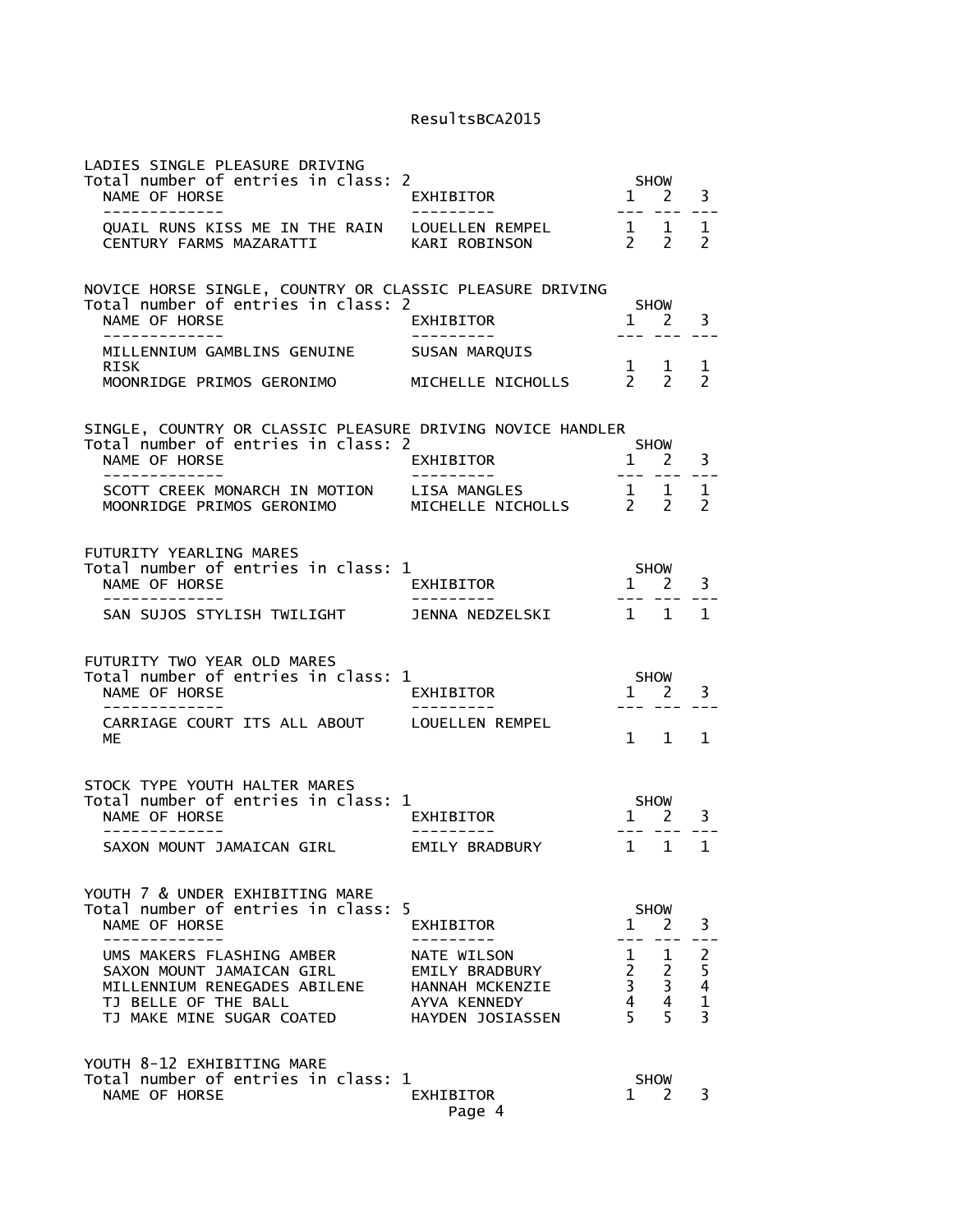## LADIES SINGLE PLEASURE DRIVING

Total number of entries in class: 2

| NAME OF HORSE | EXHIBITOR | SHOW 1 | 2 | 3 |
|---|---|---|---|---|
| QUAIL RUNS KISS ME IN THE RAIN | LOUELLEN REMPEL | 1 | 1 | 1 |
| CENTURY FARMS MAZARATTI | KARI ROBINSON | 2 | 2 | 2 |

## NOVICE HORSE SINGLE, COUNTRY OR CLASSIC PLEASURE DRIVING

Total number of entries in class: 2

| NAME OF HORSE | EXHIBITOR | SHOW 1 | 2 | 3 |
|---|---|---|---|---|
| MILLENNIUM GAMBLINS GENUINE RISK | SUSAN MARQUIS | 1 | 1 | 1 |
| MOONRIDGE PRIMOS GERONIMO | MICHELLE NICHOLLS | 2 | 2 | 2 |

## SINGLE, COUNTRY OR CLASSIC PLEASURE DRIVING NOVICE HANDLER

Total number of entries in class: 2

| NAME OF HORSE | EXHIBITOR | SHOW 1 | 2 | 3 |
|---|---|---|---|---|
| SCOTT CREEK MONARCH IN MOTION | LISA MANGLES | 1 | 1 | 1 |
| MOONRIDGE PRIMOS GERONIMO | MICHELLE NICHOLLS | 2 | 2 | 2 |

## FUTURITY YEARLING MARES

Total number of entries in class: 1

| NAME OF HORSE | EXHIBITOR | SHOW 1 | 2 | 3 |
|---|---|---|---|---|
| SAN SUJOS STYLISH TWILIGHT | JENNA NEDZELSKI | 1 | 1 | 1 |

## FUTURITY TWO YEAR OLD MARES

Total number of entries in class: 1

| NAME OF HORSE | EXHIBITOR | SHOW 1 | 2 | 3 |
|---|---|---|---|---|
| CARRIAGE COURT ITS ALL ABOUT ME | LOUELLEN REMPEL | 1 | 1 | 1 |

## STOCK TYPE YOUTH HALTER MARES

Total number of entries in class: 1

| NAME OF HORSE | EXHIBITOR | SHOW 1 | 2 | 3 |
|---|---|---|---|---|
| SAXON MOUNT JAMAICAN GIRL | EMILY BRADBURY | 1 | 1 | 1 |

## YOUTH 7 & UNDER EXHIBITING MARE

Total number of entries in class: 5

| NAME OF HORSE | EXHIBITOR | SHOW 1 | 2 | 3 |
|---|---|---|---|---|
| UMS MAKERS FLASHING AMBER | NATE WILSON | 1 | 1 | 2 |
| SAXON MOUNT JAMAICAN GIRL | EMILY BRADBURY | 2 | 2 | 5 |
| MILLENNIUM RENEGADES ABILENE | HANNAH MCKENZIE | 3 | 3 | 4 |
| TJ BELLE OF THE BALL | AYVA KENNEDY | 4 | 4 | 1 |
| TJ MAKE MINE SUGAR COATED | HAYDEN JOSIASSEN | 5 | 5 | 3 |

## YOUTH 8-12 EXHIBITING MARE

Total number of entries in class: 1

| NAME OF HORSE | EXHIBITOR | SHOW 1 | 2 | 3 |
|---|---|---|---|---|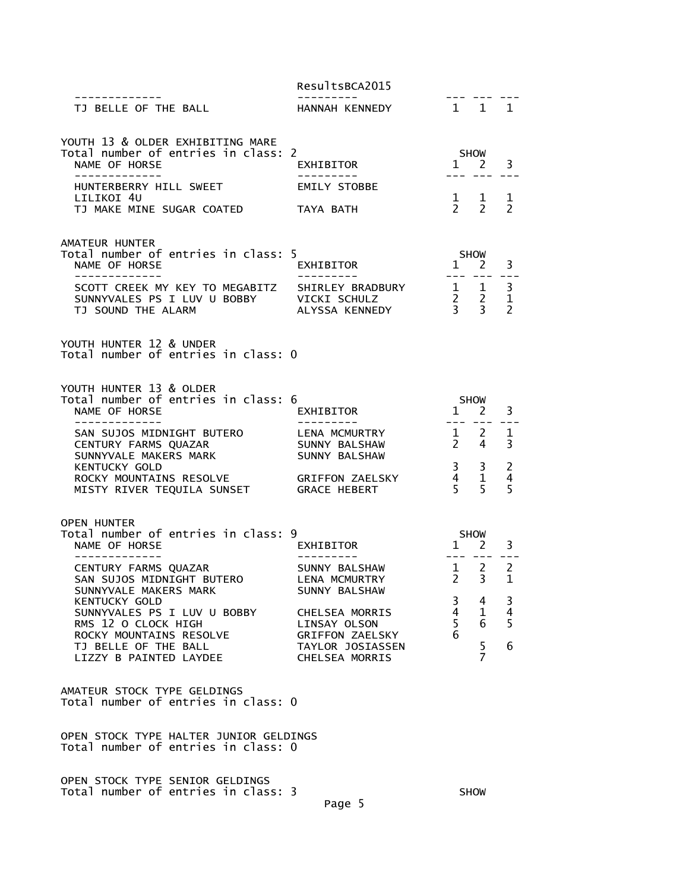| NAME OF HORSE | EXHIBITOR | 1 | 2 | 3 |
| --- | --- | --- | --- | --- |
| TJ BELLE OF THE BALL | HANNAH KENNEDY | 1 | 1 | 1 |

## YOUTH 13 & OLDER EXHIBITING MARE

Total number of entries in class: 2

| NAME OF HORSE | EXHIBITOR | SHOW 1 | 2 | 3 |
| --- | --- | --- | --- | --- |
| HUNTERBERRY HILL SWEET LILIKOI 4U | EMILY STOBBE | 1 | 1 | 1 |
| TJ MAKE MINE SUGAR COATED | TAYA BATH | 2 | 2 | 2 |

## AMATEUR HUNTER

Total number of entries in class: 5

| NAME OF HORSE | EXHIBITOR | SHOW 1 | 2 | 3 |
| --- | --- | --- | --- | --- |
| SCOTT CREEK MY KEY TO MEGABITZ | SHIRLEY BRADBURY | 1 | 1 | 3 |
| SUNNYVALES PS I LUV U BOBBY | VICKI SCHULZ | 2 | 2 | 1 |
| TJ SOUND THE ALARM | ALYSSA KENNEDY | 3 | 3 | 2 |

## YOUTH HUNTER 12 & UNDER

Total number of entries in class: 0

## YOUTH HUNTER 13 & OLDER

Total number of entries in class: 6

| NAME OF HORSE | EXHIBITOR | SHOW 1 | 2 | 3 |
| --- | --- | --- | --- | --- |
| SAN SUJOS MIDNIGHT BUTERO | LENA MCMURTRY | 1 | 2 | 1 |
| CENTURY FARMS QUAZAR | SUNNY BALSHAW | 2 | 4 | 3 |
| SUNNYVALE MAKERS MARK KENTUCKY GOLD | SUNNY BALSHAW | 3 | 3 | 2 |
| ROCKY MOUNTAINS RESOLVE | GRIFFON ZAELSKY | 4 | 1 | 4 |
| MISTY RIVER TEQUILA SUNSET | GRACE HEBERT | 5 | 5 | 5 |

## OPEN HUNTER

Total number of entries in class: 9

| NAME OF HORSE | EXHIBITOR | SHOW 1 | 2 | 3 |
| --- | --- | --- | --- | --- |
| CENTURY FARMS QUAZAR | SUNNY BALSHAW | 1 | 2 | 2 |
| SAN SUJOS MIDNIGHT BUTERO | LENA MCMURTRY | 2 | 3 | 1 |
| SUNNYVALE MAKERS MARK KENTUCKY GOLD | SUNNY BALSHAW | 3 | 4 | 3 |
| SUNNYVALES PS I LUV U BOBBY | CHELSEA MORRIS | 4 | 1 | 4 |
| RMS 12 O CLOCK HIGH | LINSAY OLSON | 5 | 6 | 5 |
| ROCKY MOUNTAINS RESOLVE | GRIFFON ZAELSKY | 6 | | |
| TJ BELLE OF THE BALL | TAYLOR JOSIASSEN | | 5 | 6 |
| LIZZY B PAINTED LAYDEE | CHELSEA MORRIS | | 7 | |

## AMATEUR STOCK TYPE GELDINGS

Total number of entries in class: 0

## OPEN STOCK TYPE HALTER JUNIOR GELDINGS

Total number of entries in class: 0

## OPEN STOCK TYPE SENIOR GELDINGS

Total number of entries in class: 3

SHOW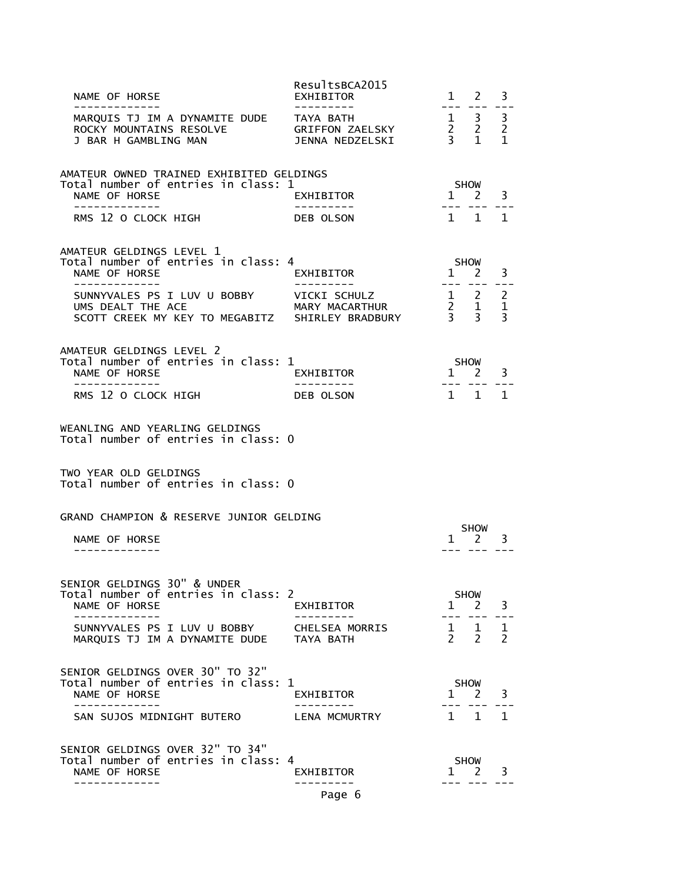ResultsBCA2015

| NAME OF HORSE | EXHIBITOR | 1 | 2 | 3 |
|---|---|---|---|---|
| MARQUIS TJ IM A DYNAMITE DUDE | TAYA BATH | 1 | 3 | 3 |
| ROCKY MOUNTAINS RESOLVE | GRIFFON ZAELSKY | 2 | 2 | 2 |
| J BAR H GAMBLING MAN | JENNA NEDZELSKI | 3 | 1 | 1 |

## AMATEUR OWNED TRAINED EXHIBITED GELDINGS

Total number of entries in class: 1

| NAME OF HORSE | EXHIBITOR | SHOW 1 | 2 | 3 |
|---|---|---|---|---|
| RMS 12 O CLOCK HIGH | DEB OLSON | 1 | 1 | 1 |

## AMATEUR GELDINGS LEVEL 1

Total number of entries in class: 4

| NAME OF HORSE | EXHIBITOR | SHOW 1 | 2 | 3 |
|---|---|---|---|---|
| SUNNYVALES PS I LUV U BOBBY | VICKI SCHULZ | 1 | 2 | 2 |
| UMS DEALT THE ACE | MARY MACARTHUR | 2 | 1 | 1 |
| SCOTT CREEK MY KEY TO MEGABITZ | SHIRLEY BRADBURY | 3 | 3 | 3 |

## AMATEUR GELDINGS LEVEL 2

Total number of entries in class: 1

| NAME OF HORSE | EXHIBITOR | SHOW 1 | 2 | 3 |
|---|---|---|---|---|
| RMS 12 O CLOCK HIGH | DEB OLSON | 1 | 1 | 1 |

## WEANLING AND YEARLING GELDINGS

Total number of entries in class: 0

## TWO YEAR OLD GELDINGS

Total number of entries in class: 0

## GRAND CHAMPION & RESERVE JUNIOR GELDING

| NAME OF HORSE | SHOW 1 | 2 | 3 |
|---|---|---|---|

## SENIOR GELDINGS 30" & UNDER

Total number of entries in class: 2

| NAME OF HORSE | EXHIBITOR | SHOW 1 | 2 | 3 |
|---|---|---|---|---|
| SUNNYVALES PS I LUV U BOBBY | CHELSEA MORRIS | 1 | 1 | 1 |
| MARQUIS TJ IM A DYNAMITE DUDE | TAYA BATH | 2 | 2 | 2 |

## SENIOR GELDINGS OVER 30" TO 32"

Total number of entries in class: 1

| NAME OF HORSE | EXHIBITOR | SHOW 1 | 2 | 3 |
|---|---|---|---|---|
| SAN SUJOS MIDNIGHT BUTERO | LENA MCMURTRY | 1 | 1 | 1 |

## SENIOR GELDINGS OVER 32" TO 34"

Total number of entries in class: 4

| NAME OF HORSE | EXHIBITOR | SHOW 1 | 2 | 3 |
|---|---|---|---|---|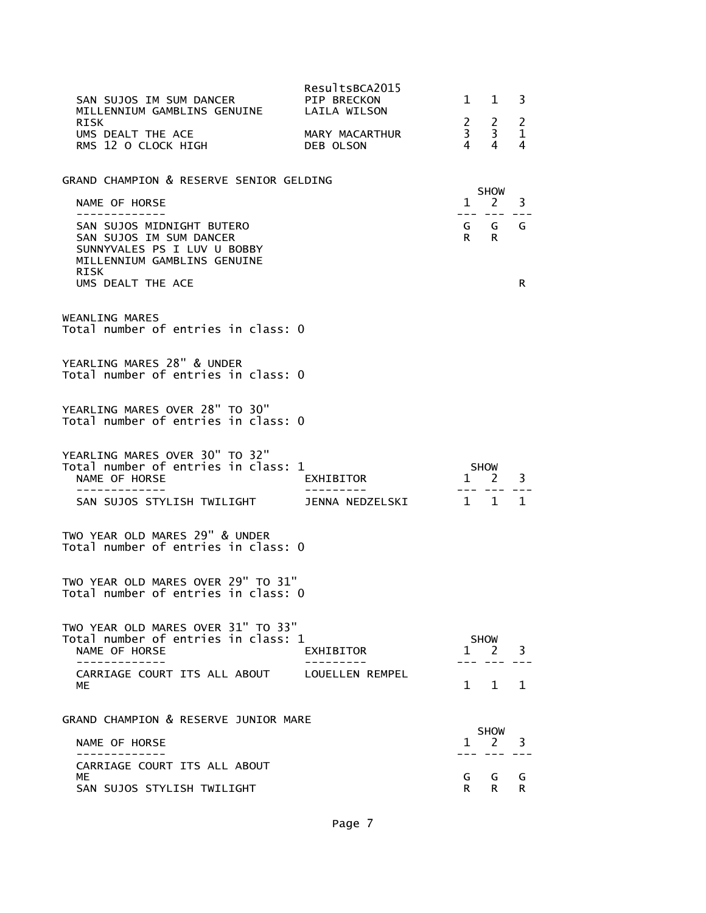| | | | | |
|---|---|---|---|---|
| SAN SUJOS IM SUM DANCER | PIP BRECKON | 1 | 1 | 3 |
| MILLENNIUM GAMBLINS GENUINE RISK | LAILA WILSON | 2 | 2 | 2 |
| UMS DEALT THE ACE | MARY MACARTHUR | 3 | 3 | 1 |
| RMS 12 O CLOCK HIGH | DEB OLSON | 4 | 4 | 4 |

GRAND CHAMPION & RESERVE SENIOR GELDING

| NAME OF HORSE | SHOW 1 | 2 | 3 |
|---|---|---|---|
| SAN SUJOS MIDNIGHT BUTERO | G | G | G |
| SAN SUJOS IM SUM DANCER | R | R | |
| SUNNYVALES PS I LUV U BOBBY | | | |
| MILLENNIUM GAMBLINS GENUINE RISK | | | |
| UMS DEALT THE ACE | | | R |

WEANLING MARES
Total number of entries in class: 0

YEARLING MARES 28" & UNDER
Total number of entries in class: 0

YEARLING MARES OVER 28" TO 30"
Total number of entries in class: 0

YEARLING MARES OVER 30" TO 32"
Total number of entries in class: 1

| NAME OF HORSE | EXHIBITOR | SHOW 1 | 2 | 3 |
|---|---|---|---|---|
| SAN SUJOS STYLISH TWILIGHT | JENNA NEDZELSKI | 1 | 1 | 1 |

TWO YEAR OLD MARES 29" & UNDER
Total number of entries in class: 0

TWO YEAR OLD MARES OVER 29" TO 31"
Total number of entries in class: 0

TWO YEAR OLD MARES OVER 31" TO 33"
Total number of entries in class: 1

| NAME OF HORSE | EXHIBITOR | SHOW 1 | 2 | 3 |
|---|---|---|---|---|
| CARRIAGE COURT ITS ALL ABOUT ME | LOUELLEN REMPEL | 1 | 1 | 1 |

GRAND CHAMPION & RESERVE JUNIOR MARE

| NAME OF HORSE | SHOW 1 | 2 | 3 |
|---|---|---|---|
| CARRIAGE COURT ITS ALL ABOUT ME | G | G | G |
| SAN SUJOS STYLISH TWILIGHT | R | R | R |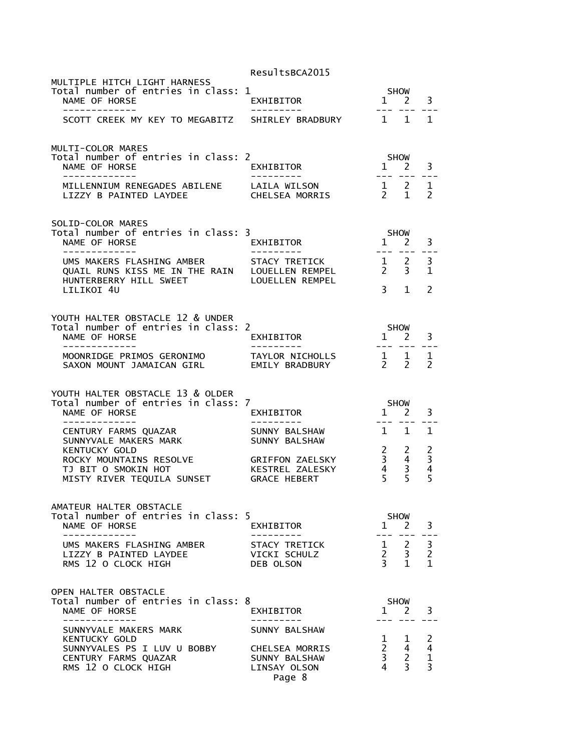## MULTIPLE HITCH LIGHT HARNESS

Total number of entries in class: 1

| NAME OF HORSE | EXHIBITOR | SHOW 1 | 2 | 3 |
|---|---|---|---|---|
| SCOTT CREEK MY KEY TO MEGABITZ | SHIRLEY BRADBURY | 1 | 1 | 1 |

## MULTI-COLOR MARES

Total number of entries in class: 2

| NAME OF HORSE | EXHIBITOR | SHOW 1 | 2 | 3 |
|---|---|---|---|---|
| MILLENNIUM RENEGADES ABILENE | LAILA WILSON | 1 | 2 | 1 |
| LIZZY B PAINTED LAYDEE | CHELSEA MORRIS | 2 | 1 | 2 |

## SOLID-COLOR MARES

Total number of entries in class: 3

| NAME OF HORSE | EXHIBITOR | SHOW 1 | 2 | 3 |
|---|---|---|---|---|
| UMS MAKERS FLASHING AMBER | STACY TRETICK | 1 | 2 | 3 |
| QUAIL RUNS KISS ME IN THE RAIN | LOUELLEN REMPEL | 2 | 3 | 1 |
| HUNTERBERRY HILL SWEET LILIKOI 4U | LOUELLEN REMPEL | 3 | 1 | 2 |

## YOUTH HALTER OBSTACLE 12 & UNDER

Total number of entries in class: 2

| NAME OF HORSE | EXHIBITOR | SHOW 1 | 2 | 3 |
|---|---|---|---|---|
| MOONRIDGE PRIMOS GERONIMO | TAYLOR NICHOLLS | 1 | 1 | 1 |
| SAXON MOUNT JAMAICAN GIRL | EMILY BRADBURY | 2 | 2 | 2 |

## YOUTH HALTER OBSTACLE 13 & OLDER

Total number of entries in class: 7

| NAME OF HORSE | EXHIBITOR | SHOW 1 | 2 | 3 |
|---|---|---|---|---|
| CENTURY FARMS QUAZAR | SUNNY BALSHAW | 1 | 1 | 1 |
| SUNNYVALE MAKERS MARK KENTUCKY GOLD | SUNNY BALSHAW | 2 | 2 | 2 |
| ROCKY MOUNTAINS RESOLVE | GRIFFON ZAELSKY | 3 | 4 | 3 |
| TJ BIT O SMOKIN HOT | KESTREL ZALESKY | 4 | 3 | 4 |
| MISTY RIVER TEQUILA SUNSET | GRACE HEBERT | 5 | 5 | 5 |

## AMATEUR HALTER OBSTACLE

Total number of entries in class: 5

| NAME OF HORSE | EXHIBITOR | SHOW 1 | 2 | 3 |
|---|---|---|---|---|
| UMS MAKERS FLASHING AMBER | STACY TRETICK | 1 | 2 | 3 |
| LIZZY B PAINTED LAYDEE | VICKI SCHULZ | 2 | 3 | 2 |
| RMS 12 O CLOCK HIGH | DEB OLSON | 3 | 1 | 1 |

## OPEN HALTER OBSTACLE

Total number of entries in class: 8

| NAME OF HORSE | EXHIBITOR | SHOW 1 | 2 | 3 |
|---|---|---|---|---|
| SUNNYVALE MAKERS MARK KENTUCKY GOLD | SUNNY BALSHAW | 1 | 1 | 2 |
| SUNNYVALES PS I LUV U BOBBY | CHELSEA MORRIS | 2 | 4 | 4 |
| CENTURY FARMS QUAZAR | SUNNY BALSHAW | 3 | 2 | 1 |
| RMS 12 O CLOCK HIGH | LINSAY OLSON | 4 | 3 | 3 |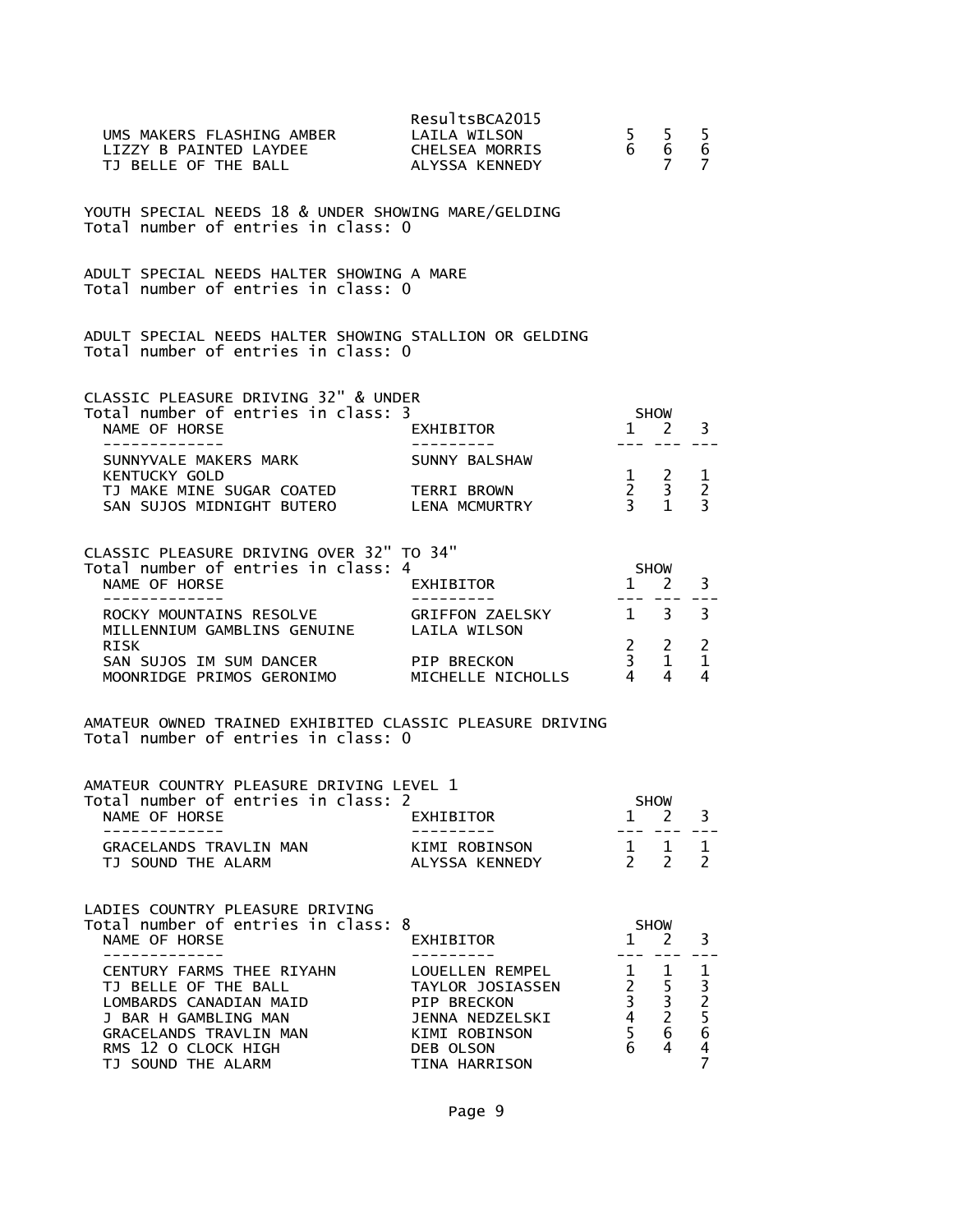| | | | | |
|---|---|---|---|---|
| UMS MAKERS FLASHING AMBER | LAILA WILSON | 5 | 5 | 5 |
| LIZZY B PAINTED LAYDEE | CHELSEA MORRIS | 6 | 6 | 6 |
| TJ BELLE OF THE BALL | ALYSSA KENNEDY | | 7 | 7 |

YOUTH SPECIAL NEEDS 18 & UNDER SHOWING MARE/GELDING
Total number of entries in class: 0

ADULT SPECIAL NEEDS HALTER SHOWING A MARE
Total number of entries in class: 0

ADULT SPECIAL NEEDS HALTER SHOWING STALLION OR GELDING
Total number of entries in class: 0

CLASSIC PLEASURE DRIVING 32" & UNDER
Total number of entries in class: 3

| NAME OF HORSE | EXHIBITOR | SHOW 1 | 2 | 3 |
|---|---|---|---|---|
| SUNNYVALE MAKERS MARK KENTUCKY GOLD | SUNNY BALSHAW | 1 | 2 | 1 |
| TJ MAKE MINE SUGAR COATED | TERRI BROWN | 2 | 3 | 2 |
| SAN SUJOS MIDNIGHT BUTERO | LENA MCMURTRY | 3 | 1 | 3 |

CLASSIC PLEASURE DRIVING OVER 32" TO 34"
Total number of entries in class: 4

| NAME OF HORSE | EXHIBITOR | SHOW 1 | 2 | 3 |
|---|---|---|---|---|
| ROCKY MOUNTAINS RESOLVE | GRIFFON ZAELSKY | 1 | 3 | 3 |
| MILLENNIUM GAMBLINS GENUINE RISK | LAILA WILSON | 2 | 2 | 2 |
| SAN SUJOS IM SUM DANCER | PIP BRECKON | 3 | 1 | 1 |
| MOONRIDGE PRIMOS GERONIMO | MICHELLE NICHOLLS | 4 | 4 | 4 |

AMATEUR OWNED TRAINED EXHIBITED CLASSIC PLEASURE DRIVING
Total number of entries in class: 0

AMATEUR COUNTRY PLEASURE DRIVING LEVEL 1
Total number of entries in class: 2

| NAME OF HORSE | EXHIBITOR | SHOW 1 | 2 | 3 |
|---|---|---|---|---|
| GRACELANDS TRAVLIN MAN | KIMI ROBINSON | 1 | 1 | 1 |
| TJ SOUND THE ALARM | ALYSSA KENNEDY | 2 | 2 | 2 |

LADIES COUNTRY PLEASURE DRIVING
Total number of entries in class: 8

| NAME OF HORSE | EXHIBITOR | SHOW 1 | 2 | 3 |
|---|---|---|---|---|
| CENTURY FARMS THEE RIYAHN | LOUELLEN REMPEL | 1 | 1 | 1 |
| TJ BELLE OF THE BALL | TAYLOR JOSIASSEN | 2 | 5 | 3 |
| LOMBARDS CANADIAN MAID | PIP BRECKON | 3 | 3 | 2 |
| J BAR H GAMBLING MAN | JENNA NEDZELSKI | 4 | 2 | 5 |
| GRACELANDS TRAVLIN MAN | KIMI ROBINSON | 5 | 6 | 6 |
| RMS 12 O CLOCK HIGH | DEB OLSON | 6 | 4 | 4 |
| TJ SOUND THE ALARM | TINA HARRISON | | | 7 |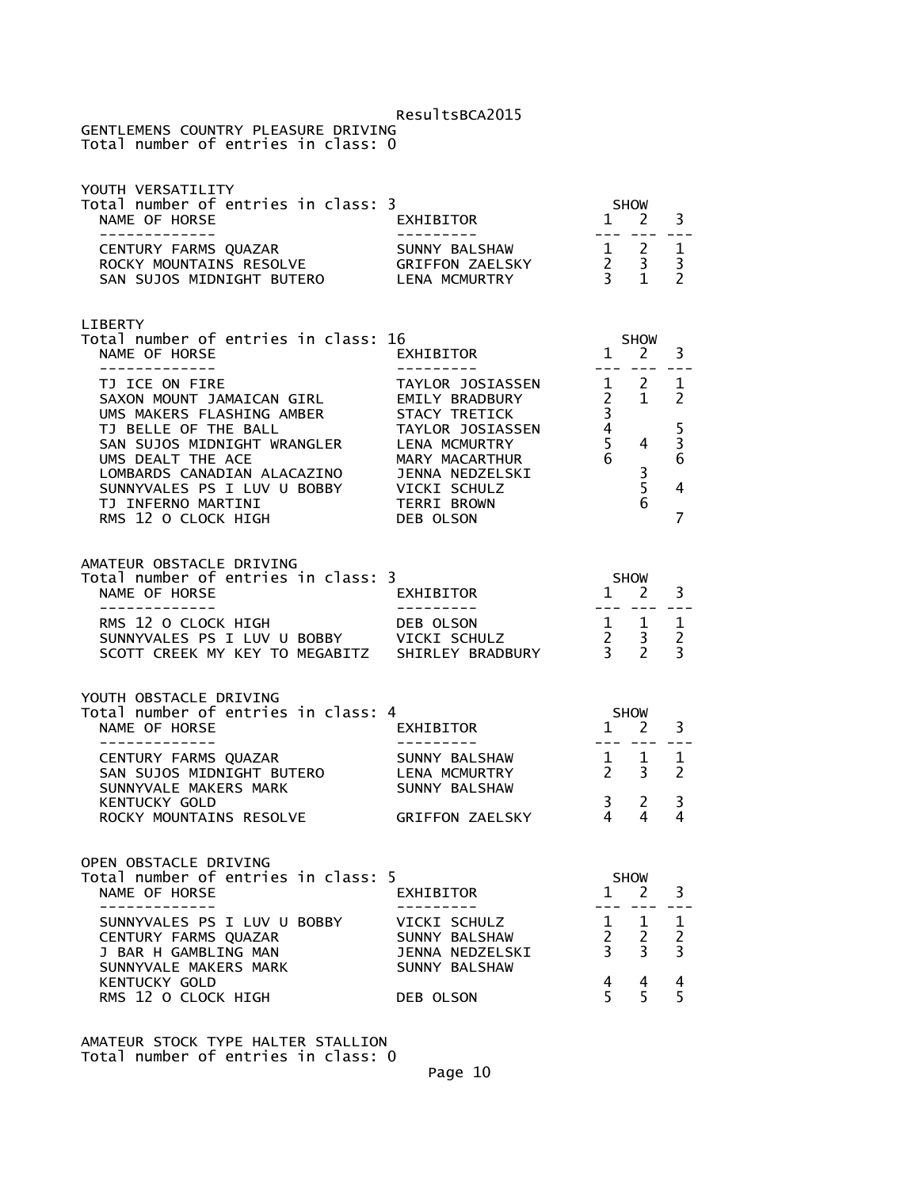GENTLEMENS COUNTRY PLEASURE DRIVING
Total number of entries in class: 0

YOUTH VERSATILITY
Total number of entries in class: 3

| NAME OF HORSE | EXHIBITOR | SHOW 1 | SHOW 2 | SHOW 3 |
|---|---|---|---|---|
| CENTURY FARMS QUAZAR | SUNNY BALSHAW | 1 | 2 | 1 |
| ROCKY MOUNTAINS RESOLVE | GRIFFON ZAELSKY | 2 | 3 | 3 |
| SAN SUJOS MIDNIGHT BUTERO | LENA MCMURTRY | 3 | 1 | 2 |

LIBERTY
Total number of entries in class: 16

| NAME OF HORSE | EXHIBITOR | SHOW 1 | SHOW 2 | SHOW 3 |
|---|---|---|---|---|
| TJ ICE ON FIRE | TAYLOR JOSIASSEN | 1 | 2 | 1 |
| SAXON MOUNT JAMAICAN GIRL | EMILY BRADBURY | 2 | 1 | 2 |
| UMS MAKERS FLASHING AMBER | STACY TRETICK | 3 | | |
| TJ BELLE OF THE BALL | TAYLOR JOSIASSEN | 4 | | 5 |
| SAN SUJOS MIDNIGHT WRANGLER | LENA MCMURTRY | 5 | 4 | 3 |
| UMS DEALT THE ACE | MARY MACARTHUR | 6 | | 6 |
| LOMBARDS CANADIAN ALACAZINO | JENNA NEDZELSKI | | 3 | |
| SUNNYVALES PS I LUV U BOBBY | VICKI SCHULZ | | 5 | 4 |
| TJ INFERNO MARTINI | TERRI BROWN | | 6 | |
| RMS 12 O CLOCK HIGH | DEB OLSON | | | 7 |

AMATEUR OBSTACLE DRIVING
Total number of entries in class: 3

| NAME OF HORSE | EXHIBITOR | SHOW 1 | SHOW 2 | SHOW 3 |
|---|---|---|---|---|
| RMS 12 O CLOCK HIGH | DEB OLSON | 1 | 1 | 1 |
| SUNNYVALES PS I LUV U BOBBY | VICKI SCHULZ | 2 | 3 | 2 |
| SCOTT CREEK MY KEY TO MEGABITZ | SHIRLEY BRADBURY | 3 | 2 | 3 |

YOUTH OBSTACLE DRIVING
Total number of entries in class: 4

| NAME OF HORSE | EXHIBITOR | SHOW 1 | SHOW 2 | SHOW 3 |
|---|---|---|---|---|
| CENTURY FARMS QUAZAR | SUNNY BALSHAW | 1 | 1 | 1 |
| SAN SUJOS MIDNIGHT BUTERO | LENA MCMURTRY | 2 | 3 | 2 |
| SUNNYVALE MAKERS MARK | SUNNY BALSHAW | | | |
| KENTUCKY GOLD | | 3 | 2 | 3 |
| ROCKY MOUNTAINS RESOLVE | GRIFFON ZAELSKY | 4 | 4 | 4 |

OPEN OBSTACLE DRIVING
Total number of entries in class: 5

| NAME OF HORSE | EXHIBITOR | SHOW 1 | SHOW 2 | SHOW 3 |
|---|---|---|---|---|
| SUNNYVALES PS I LUV U BOBBY | VICKI SCHULZ | 1 | 1 | 1 |
| CENTURY FARMS QUAZAR | SUNNY BALSHAW | 2 | 2 | 2 |
| J BAR H GAMBLING MAN | JENNA NEDZELSKI | 3 | 3 | 3 |
| SUNNYVALE MAKERS MARK | SUNNY BALSHAW | | | |
| KENTUCKY GOLD | | 4 | 4 | 4 |
| RMS 12 O CLOCK HIGH | DEB OLSON | 5 | 5 | 5 |

AMATEUR STOCK TYPE HALTER STALLION
Total number of entries in class: 0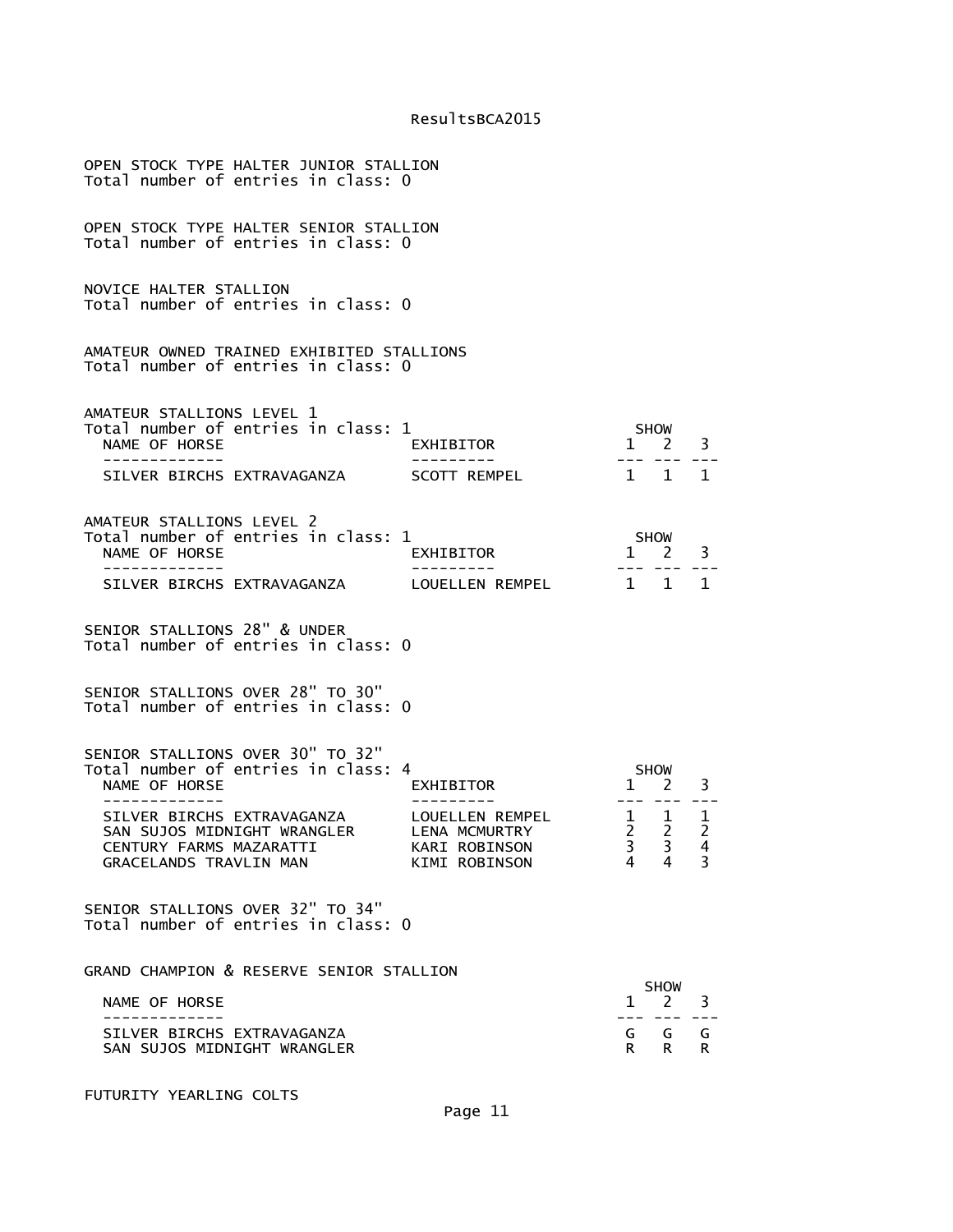OPEN STOCK TYPE HALTER JUNIOR STALLION
Total number of entries in class: 0

OPEN STOCK TYPE HALTER SENIOR STALLION
Total number of entries in class: 0

NOVICE HALTER STALLION
Total number of entries in class: 0

AMATEUR OWNED TRAINED EXHIBITED STALLIONS
Total number of entries in class: 0

AMATEUR STALLIONS LEVEL 1
Total number of entries in class: 1

| NAME OF HORSE | EXHIBITOR | SHOW 1 | SHOW 2 | SHOW 3 |
|---|---|---|---|---|
| SILVER BIRCHS EXTRAVAGANZA | SCOTT REMPEL | 1 | 1 | 1 |

AMATEUR STALLIONS LEVEL 2
Total number of entries in class: 1

| NAME OF HORSE | EXHIBITOR | SHOW 1 | SHOW 2 | SHOW 3 |
|---|---|---|---|---|
| SILVER BIRCHS EXTRAVAGANZA | LOUELLEN REMPEL | 1 | 1 | 1 |

SENIOR STALLIONS 28" & UNDER
Total number of entries in class: 0

SENIOR STALLIONS OVER 28" TO 30"
Total number of entries in class: 0

SENIOR STALLIONS OVER 30" TO 32"
Total number of entries in class: 4

| NAME OF HORSE | EXHIBITOR | SHOW 1 | SHOW 2 | SHOW 3 |
|---|---|---|---|---|
| SILVER BIRCHS EXTRAVAGANZA | LOUELLEN REMPEL | 1 | 1 | 1 |
| SAN SUJOS MIDNIGHT WRANGLER | LENA MCMURTRY | 2 | 2 | 2 |
| CENTURY FARMS MAZARATTI | KARI ROBINSON | 3 | 3 | 4 |
| GRACELANDS TRAVLIN MAN | KIMI ROBINSON | 4 | 4 | 3 |

SENIOR STALLIONS OVER 32" TO 34"
Total number of entries in class: 0

GRAND CHAMPION & RESERVE SENIOR STALLION

| NAME OF HORSE | SHOW 1 | SHOW 2 | SHOW 3 |
|---|---|---|---|
| SILVER BIRCHS EXTRAVAGANZA | G | G | G |
| SAN SUJOS MIDNIGHT WRANGLER | R | R | R |

FUTURITY YEARLING COLTS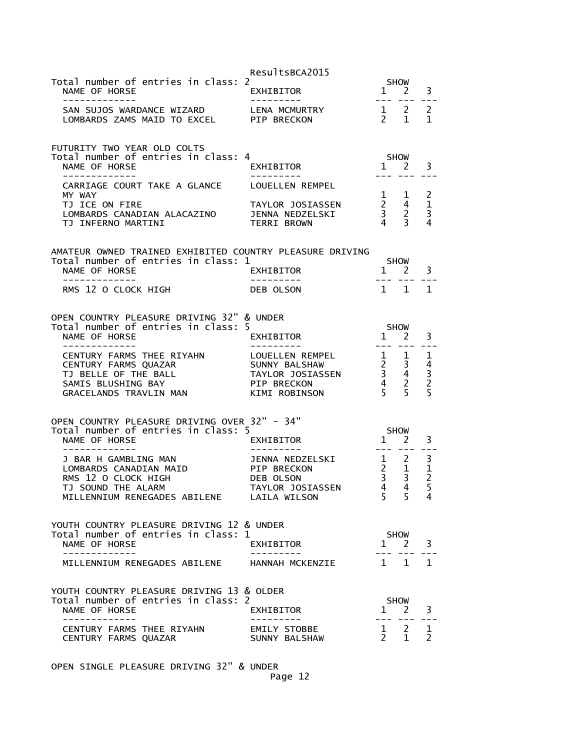Total number of entries in class: 2

| NAME OF HORSE | EXHIBITOR | SHOW 1 | 2 | 3 |
|---|---|---|---|---|
| SAN SUJOS WARDANCE WIZARD | LENA MCMURTRY | 1 | 2 | 2 |
| LOMBARDS ZAMS MAID TO EXCEL | PIP BRECKON | 2 | 1 | 1 |

FUTURITY TWO YEAR OLD COLTS

Total number of entries in class: 4

| NAME OF HORSE | EXHIBITOR | SHOW 1 | 2 | 3 |
|---|---|---|---|---|
| CARRIAGE COURT TAKE A GLANCE MY WAY | LOUELLEN REMPEL | 1 | 1 | 2 |
| TJ ICE ON FIRE | TAYLOR JOSIASSEN | 2 | 4 | 1 |
| LOMBARDS CANADIAN ALACAZINO | JENNA NEDZELSKI | 3 | 2 | 3 |
| TJ INFERNO MARTINI | TERRI BROWN | 4 | 3 | 4 |

AMATEUR OWNED TRAINED EXHIBITED COUNTRY PLEASURE DRIVING

Total number of entries in class: 1

| NAME OF HORSE | EXHIBITOR | SHOW 1 | 2 | 3 |
|---|---|---|---|---|
| RMS 12 O CLOCK HIGH | DEB OLSON | 1 | 1 | 1 |

OPEN COUNTRY PLEASURE DRIVING 32" & UNDER

Total number of entries in class: 5

| NAME OF HORSE | EXHIBITOR | SHOW 1 | 2 | 3 |
|---|---|---|---|---|
| CENTURY FARMS THEE RIYAHN | LOUELLEN REMPEL | 1 | 1 | 1 |
| CENTURY FARMS QUAZAR | SUNNY BALSHAW | 2 | 3 | 4 |
| TJ BELLE OF THE BALL | TAYLOR JOSIASSEN | 3 | 4 | 3 |
| SAMIS BLUSHING BAY | PIP BRECKON | 4 | 2 | 2 |
| GRACELANDS TRAVLIN MAN | KIMI ROBINSON | 5 | 5 | 5 |

OPEN COUNTRY PLEASURE DRIVING OVER 32" - 34"

Total number of entries in class: 5

| NAME OF HORSE | EXHIBITOR | SHOW 1 | 2 | 3 |
|---|---|---|---|---|
| J BAR H GAMBLING MAN | JENNA NEDZELSKI | 1 | 2 | 3 |
| LOMBARDS CANADIAN MAID | PIP BRECKON | 2 | 1 | 1 |
| RMS 12 O CLOCK HIGH | DEB OLSON | 3 | 3 | 2 |
| TJ SOUND THE ALARM | TAYLOR JOSIASSEN | 4 | 4 | 5 |
| MILLENNIUM RENEGADES ABILENE | LAILA WILSON | 5 | 5 | 4 |

YOUTH COUNTRY PLEASURE DRIVING 12 & UNDER

Total number of entries in class: 1

| NAME OF HORSE | EXHIBITOR | SHOW 1 | 2 | 3 |
|---|---|---|---|---|
| MILLENNIUM RENEGADES ABILENE | HANNAH MCKENZIE | 1 | 1 | 1 |

YOUTH COUNTRY PLEASURE DRIVING 13 & OLDER

Total number of entries in class: 2

| NAME OF HORSE | EXHIBITOR | SHOW 1 | 2 | 3 |
|---|---|---|---|---|
| CENTURY FARMS THEE RIYAHN | EMILY STOBBE | 1 | 2 | 1 |
| CENTURY FARMS QUAZAR | SUNNY BALSHAW | 2 | 1 | 2 |

OPEN SINGLE PLEASURE DRIVING 32" & UNDER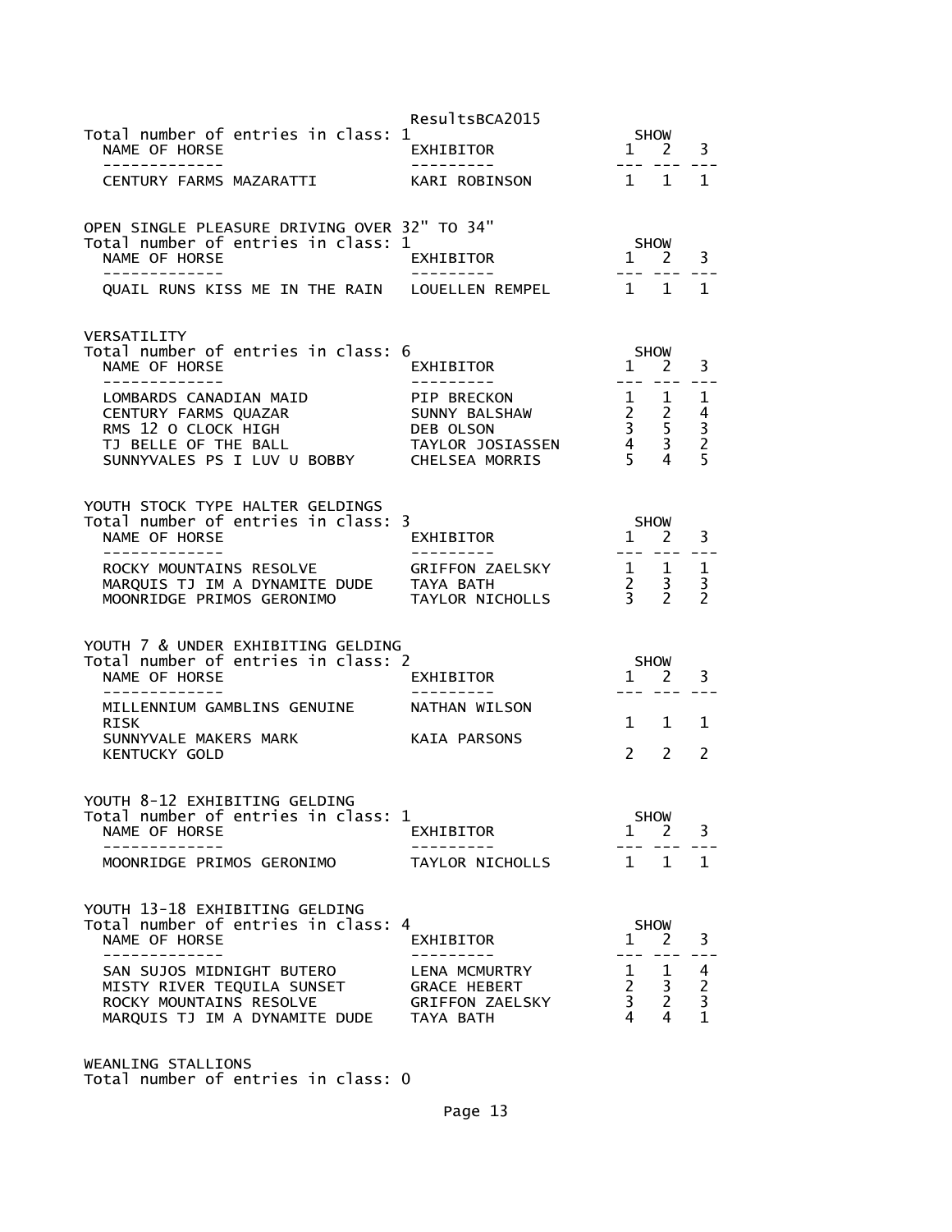Total number of entries in class: 1

| NAME OF HORSE | EXHIBITOR | SHOW 1 | 2 | 3 |
|---|---|---|---|---|
| CENTURY FARMS MAZARATTI | KARI ROBINSON | 1 | 1 | 1 |

OPEN SINGLE PLEASURE DRIVING OVER 32" TO 34"
Total number of entries in class: 1

| NAME OF HORSE | EXHIBITOR | SHOW 1 | 2 | 3 |
|---|---|---|---|---|
| QUAIL RUNS KISS ME IN THE RAIN | LOUELLEN REMPEL | 1 | 1 | 1 |

VERSATILITY
Total number of entries in class: 6

| NAME OF HORSE | EXHIBITOR | SHOW 1 | 2 | 3 |
|---|---|---|---|---|
| LOMBARDS CANADIAN MAID | PIP BRECKON | 1 | 1 | 1 |
| CENTURY FARMS QUAZAR | SUNNY BALSHAW | 2 | 2 | 4 |
| RMS 12 O CLOCK HIGH | DEB OLSON | 3 | 5 | 3 |
| TJ BELLE OF THE BALL | TAYLOR JOSIASSEN | 4 | 3 | 2 |
| SUNNYVALES PS I LUV U BOBBY | CHELSEA MORRIS | 5 | 4 | 5 |

YOUTH STOCK TYPE HALTER GELDINGS
Total number of entries in class: 3

| NAME OF HORSE | EXHIBITOR | SHOW 1 | 2 | 3 |
|---|---|---|---|---|
| ROCKY MOUNTAINS RESOLVE | GRIFFON ZAELSKY | 1 | 1 | 1 |
| MARQUIS TJ IM A DYNAMITE DUDE | TAYA BATH | 2 | 3 | 3 |
| MOONRIDGE PRIMOS GERONIMO | TAYLOR NICHOLLS | 3 | 2 | 2 |

YOUTH 7 & UNDER EXHIBITING GELDING
Total number of entries in class: 2

| NAME OF HORSE | EXHIBITOR | SHOW 1 | 2 | 3 |
|---|---|---|---|---|
| MILLENNIUM GAMBLINS GENUINE RISK | NATHAN WILSON | 1 | 1 | 1 |
| SUNNYVALE MAKERS MARK KENTUCKY GOLD | KAIA PARSONS | 2 | 2 | 2 |

YOUTH 8-12 EXHIBITING GELDING
Total number of entries in class: 1

| NAME OF HORSE | EXHIBITOR | SHOW 1 | 2 | 3 |
|---|---|---|---|---|
| MOONRIDGE PRIMOS GERONIMO | TAYLOR NICHOLLS | 1 | 1 | 1 |

YOUTH 13-18 EXHIBITING GELDING
Total number of entries in class: 4

| NAME OF HORSE | EXHIBITOR | SHOW 1 | 2 | 3 |
|---|---|---|---|---|
| SAN SUJOS MIDNIGHT BUTERO | LENA MCMURTRY | 1 | 1 | 4 |
| MISTY RIVER TEQUILA SUNSET | GRACE HEBERT | 2 | 3 | 2 |
| ROCKY MOUNTAINS RESOLVE | GRIFFON ZAELSKY | 3 | 2 | 3 |
| MARQUIS TJ IM A DYNAMITE DUDE | TAYA BATH | 4 | 4 | 1 |

WEANLING STALLIONS
Total number of entries in class: 0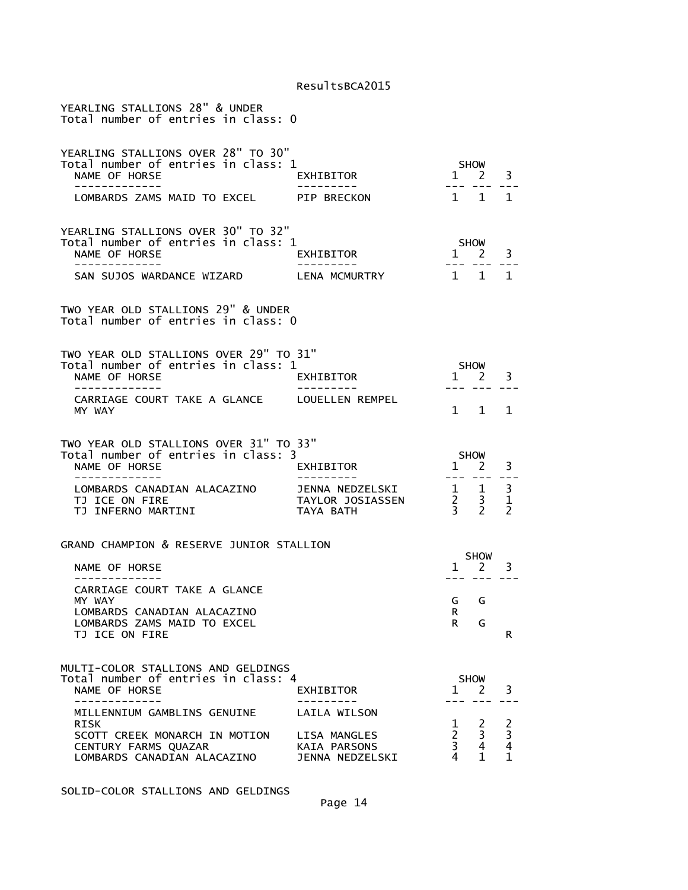YEARLING STALLIONS 28" & UNDER
Total number of entries in class: 0

YEARLING STALLIONS OVER 28" TO 30"
Total number of entries in class: 1

| NAME OF HORSE | EXHIBITOR | SHOW 1 | 2 | 3 |
|---|---|---|---|---|
| LOMBARDS ZAMS MAID TO EXCEL | PIP BRECKON | 1 | 1 | 1 |

YEARLING STALLIONS OVER 30" TO 32"
Total number of entries in class: 1

| NAME OF HORSE | EXHIBITOR | SHOW 1 | 2 | 3 |
|---|---|---|---|---|
| SAN SUJOS WARDANCE WIZARD | LENA MCMURTRY | 1 | 1 | 1 |

TWO YEAR OLD STALLIONS 29" & UNDER
Total number of entries in class: 0

TWO YEAR OLD STALLIONS OVER 29" TO 31"
Total number of entries in class: 1

| NAME OF HORSE | EXHIBITOR | SHOW 1 | 2 | 3 |
|---|---|---|---|---|
| CARRIAGE COURT TAKE A GLANCE MY WAY | LOUELLEN REMPEL | 1 | 1 | 1 |

TWO YEAR OLD STALLIONS OVER 31" TO 33"
Total number of entries in class: 3

| NAME OF HORSE | EXHIBITOR | SHOW 1 | 2 | 3 |
|---|---|---|---|---|
| LOMBARDS CANADIAN ALACAZINO | JENNA NEDZELSKI | 1 | 1 | 3 |
| TJ ICE ON FIRE | TAYLOR JOSIASSEN | 2 | 3 | 1 |
| TJ INFERNO MARTINI | TAYA BATH | 3 | 2 | 2 |

GRAND CHAMPION & RESERVE JUNIOR STALLION

| NAME OF HORSE | SHOW 1 | 2 | 3 |
|---|---|---|---|
| CARRIAGE COURT TAKE A GLANCE MY WAY | G | G | |
| LOMBARDS CANADIAN ALACAZINO | R | | |
| LOMBARDS ZAMS MAID TO EXCEL | R | G | |
| TJ ICE ON FIRE | | | R |

MULTI-COLOR STALLIONS AND GELDINGS
Total number of entries in class: 4

| NAME OF HORSE | EXHIBITOR | SHOW 1 | 2 | 3 |
|---|---|---|---|---|
| MILLENNIUM GAMBLINS GENUINE RISK | LAILA WILSON | 1 | 2 | 2 |
| SCOTT CREEK MONARCH IN MOTION | LISA MANGLES | 2 | 3 | 3 |
| CENTURY FARMS QUAZAR | KAIA PARSONS | 3 | 4 | 4 |
| LOMBARDS CANADIAN ALACAZINO | JENNA NEDZELSKI | 4 | 1 | 1 |

SOLID-COLOR STALLIONS AND GELDINGS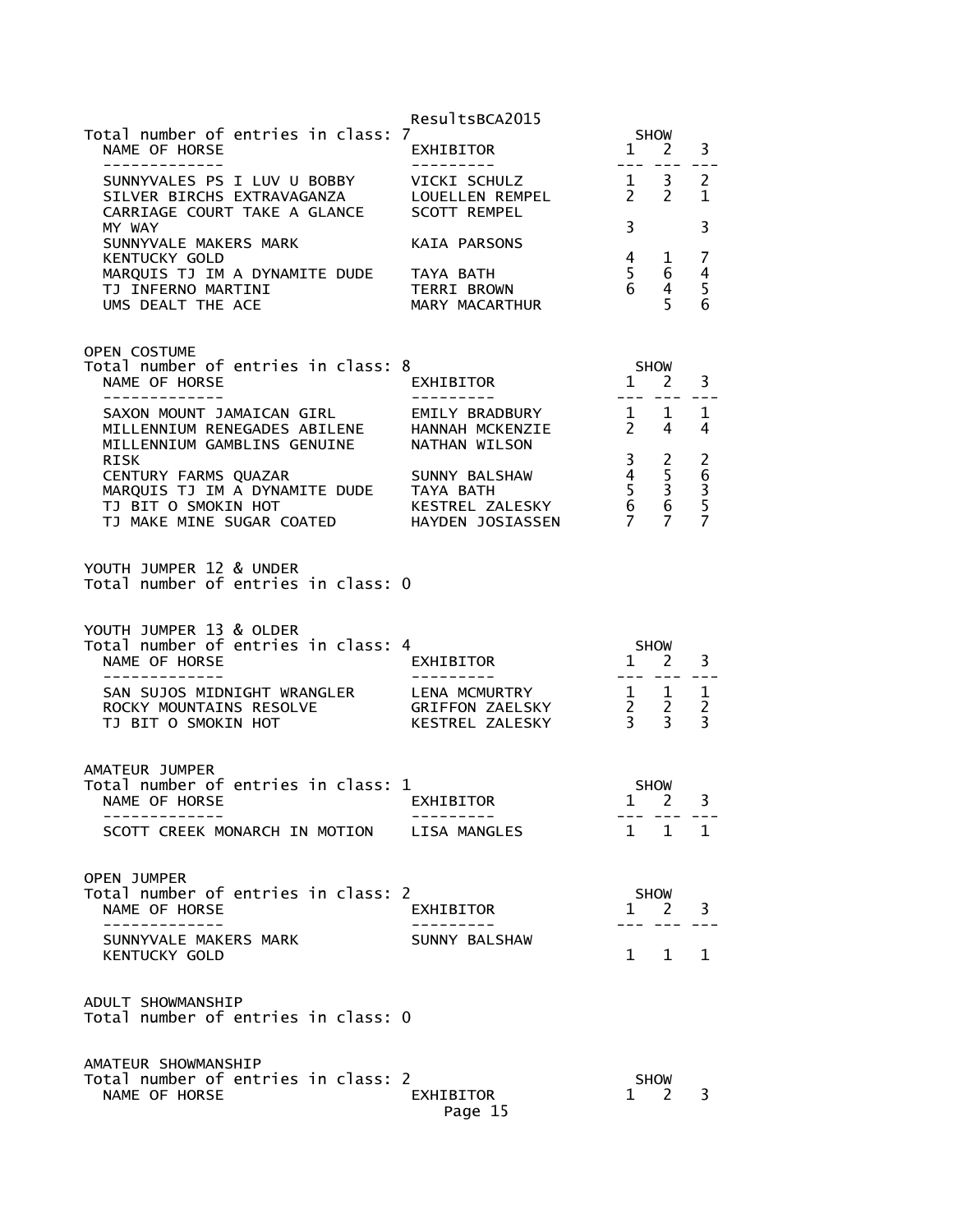Total number of entries in class: 7

| NAME OF HORSE | EXHIBITOR | SHOW 1 | SHOW 2 | SHOW 3 |
|---|---|---|---|---|
| SUNNYVALES PS I LUV U BOBBY | VICKI SCHULZ | 1 | 3 | 2 |
| SILVER BIRCHS EXTRAVAGANZA | LOUELLEN REMPEL | 2 | 2 | 1 |
| CARRIAGE COURT TAKE A GLANCE MY WAY | SCOTT REMPEL | 3 | | 3 |
| SUNNYVALE MAKERS MARK KENTUCKY GOLD | KAIA PARSONS | 4 | 1 | 7 |
| MARQUIS TJ IM A DYNAMITE DUDE | TAYA BATH | 5 | 6 | 4 |
| TJ INFERNO MARTINI | TERRI BROWN | 6 | 4 | 5 |
| UMS DEALT THE ACE | MARY MACARTHUR | | 5 | 6 |

OPEN COSTUME
Total number of entries in class: 8

| NAME OF HORSE | EXHIBITOR | SHOW 1 | SHOW 2 | SHOW 3 |
|---|---|---|---|---|
| SAXON MOUNT JAMAICAN GIRL | EMILY BRADBURY | 1 | 1 | 1 |
| MILLENNIUM RENEGADES ABILENE | HANNAH MCKENZIE | 2 | 4 | 4 |
| MILLENNIUM GAMBLINS GENUINE RISK | NATHAN WILSON | 3 | 2 | 2 |
| CENTURY FARMS QUAZAR | SUNNY BALSHAW | 4 | 5 | 6 |
| MARQUIS TJ IM A DYNAMITE DUDE | TAYA BATH | 5 | 3 | 3 |
| TJ BIT O SMOKIN HOT | KESTREL ZALESKY | 6 | 6 | 5 |
| TJ MAKE MINE SUGAR COATED | HAYDEN JOSIASSEN | 7 | 7 | 7 |

YOUTH JUMPER 12 & UNDER
Total number of entries in class: 0

YOUTH JUMPER 13 & OLDER
Total number of entries in class: 4

| NAME OF HORSE | EXHIBITOR | SHOW 1 | SHOW 2 | SHOW 3 |
|---|---|---|---|---|
| SAN SUJOS MIDNIGHT WRANGLER | LENA MCMURTRY | 1 | 1 | 1 |
| ROCKY MOUNTAINS RESOLVE | GRIFFON ZAELSKY | 2 | 2 | 2 |
| TJ BIT O SMOKIN HOT | KESTREL ZALESKY | 3 | 3 | 3 |

AMATEUR JUMPER
Total number of entries in class: 1

| NAME OF HORSE | EXHIBITOR | SHOW 1 | SHOW 2 | SHOW 3 |
|---|---|---|---|---|
| SCOTT CREEK MONARCH IN MOTION | LISA MANGLES | 1 | 1 | 1 |

OPEN JUMPER
Total number of entries in class: 2

| NAME OF HORSE | EXHIBITOR | SHOW 1 | SHOW 2 | SHOW 3 |
|---|---|---|---|---|
| SUNNYVALE MAKERS MARK KENTUCKY GOLD | SUNNY BALSHAW | 1 | 1 | 1 |

ADULT SHOWMANSHIP
Total number of entries in class: 0

AMATEUR SHOWMANSHIP
Total number of entries in class: 2

| NAME OF HORSE | EXHIBITOR | SHOW 1 | SHOW 2 | SHOW 3 |
|---|---|---|---|---|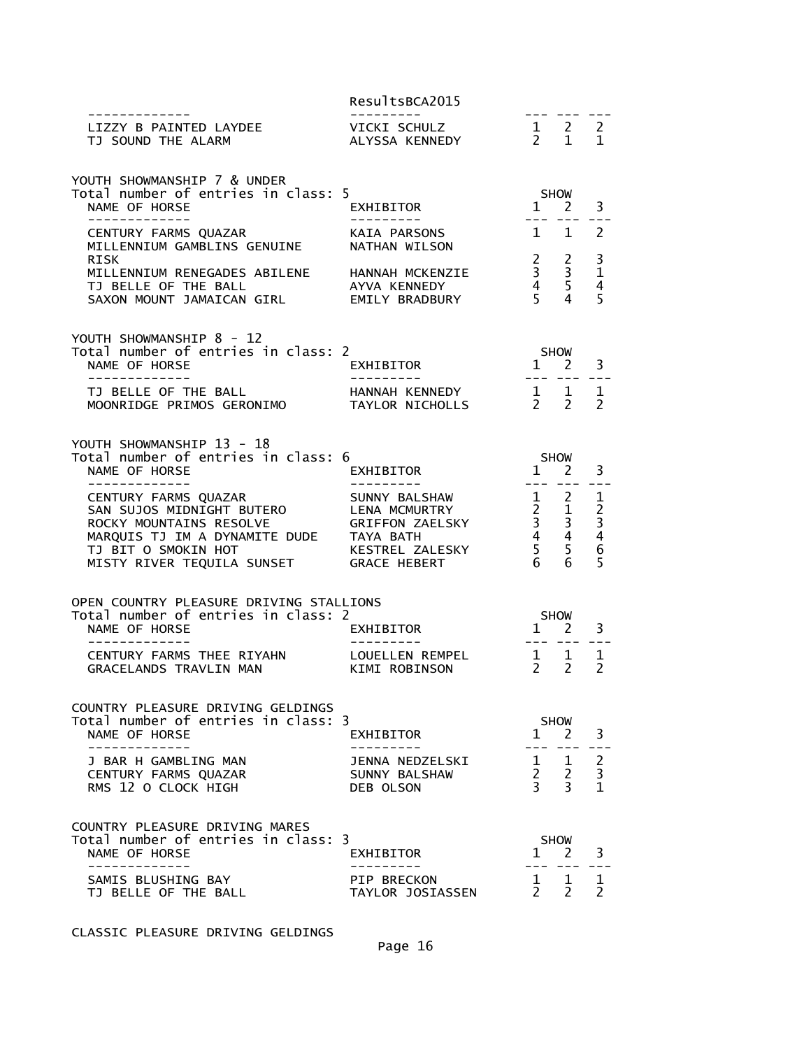| NAME OF HORSE | EXHIBITOR | 1 | 2 | 3 |
|---|---|---|---|---|
| LIZZY B PAINTED LAYDEE | VICKI SCHULZ | 1 | 2 | 2 |
| TJ SOUND THE ALARM | ALYSSA KENNEDY | 2 | 1 | 1 |

YOUTH SHOWMANSHIP 7 & UNDER
Total number of entries in class: 5

| NAME OF HORSE | EXHIBITOR | SHOW 1 | 2 | 3 |
|---|---|---|---|---|
| CENTURY FARMS QUAZAR | KAIA PARSONS | 1 | 1 | 2 |
| MILLENNIUM GAMBLINS GENUINE RISK | NATHAN WILSON | 2 | 2 | 3 |
| MILLENNIUM RENEGADES ABILENE | HANNAH MCKENZIE | 3 | 3 | 1 |
| TJ BELLE OF THE BALL | AYVA KENNEDY | 4 | 5 | 4 |
| SAXON MOUNT JAMAICAN GIRL | EMILY BRADBURY | 5 | 4 | 5 |

YOUTH SHOWMANSHIP 8 - 12
Total number of entries in class: 2

| NAME OF HORSE | EXHIBITOR | SHOW 1 | 2 | 3 |
|---|---|---|---|---|
| TJ BELLE OF THE BALL | HANNAH KENNEDY | 1 | 1 | 1 |
| MOONRIDGE PRIMOS GERONIMO | TAYLOR NICHOLLS | 2 | 2 | 2 |

YOUTH SHOWMANSHIP 13 - 18
Total number of entries in class: 6

| NAME OF HORSE | EXHIBITOR | SHOW 1 | 2 | 3 |
|---|---|---|---|---|
| CENTURY FARMS QUAZAR | SUNNY BALSHAW | 1 | 2 | 1 |
| SAN SUJOS MIDNIGHT BUTERO | LENA MCMURTRY | 2 | 1 | 2 |
| ROCKY MOUNTAINS RESOLVE | GRIFFON ZAELSKY | 3 | 3 | 3 |
| MARQUIS TJ IM A DYNAMITE DUDE | TAYA BATH | 4 | 4 | 4 |
| TJ BIT O SMOKIN HOT | KESTREL ZALESKY | 5 | 5 | 6 |
| MISTY RIVER TEQUILA SUNSET | GRACE HEBERT | 6 | 6 | 5 |

OPEN COUNTRY PLEASURE DRIVING STALLIONS
Total number of entries in class: 2

| NAME OF HORSE | EXHIBITOR | SHOW 1 | 2 | 3 |
|---|---|---|---|---|
| CENTURY FARMS THEE RIYAHN | LOUELLEN REMPEL | 1 | 1 | 1 |
| GRACELANDS TRAVLIN MAN | KIMI ROBINSON | 2 | 2 | 2 |

COUNTRY PLEASURE DRIVING GELDINGS
Total number of entries in class: 3

| NAME OF HORSE | EXHIBITOR | SHOW 1 | 2 | 3 |
|---|---|---|---|---|
| J BAR H GAMBLING MAN | JENNA NEDZELSKI | 1 | 1 | 2 |
| CENTURY FARMS QUAZAR | SUNNY BALSHAW | 2 | 2 | 3 |
| RMS 12 O CLOCK HIGH | DEB OLSON | 3 | 3 | 1 |

COUNTRY PLEASURE DRIVING MARES
Total number of entries in class: 3

| NAME OF HORSE | EXHIBITOR | SHOW 1 | 2 | 3 |
|---|---|---|---|---|
| SAMIS BLUSHING BAY | PIP BRECKON | 1 | 1 | 1 |
| TJ BELLE OF THE BALL | TAYLOR JOSIASSEN | 2 | 2 | 2 |

CLASSIC PLEASURE DRIVING GELDINGS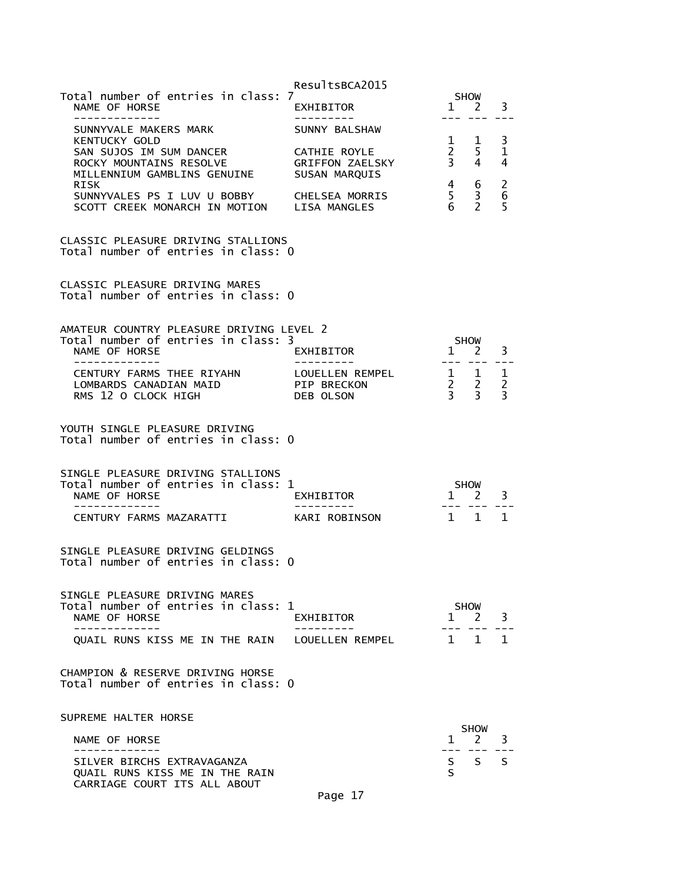Total number of entries in class: 7

| NAME OF HORSE | EXHIBITOR | SHOW 1 | 2 | 3 |
|---|---|---|---|---|
| SUNNYVALE MAKERS MARK KENTUCKY GOLD | SUNNY BALSHAW | 1 | 1 | 3 |
| SAN SUJOS IM SUM DANCER | CATHIE ROYLE | 2 | 5 | 1 |
| ROCKY MOUNTAINS RESOLVE | GRIFFON ZAELSKY | 3 | 4 | 4 |
| MILLENNIUM GAMBLINS GENUINE RISK | SUSAN MARQUIS | 4 | 6 | 2 |
| SUNNYVALES PS I LUV U BOBBY | CHELSEA MORRIS | 5 | 3 | 6 |
| SCOTT CREEK MONARCH IN MOTION | LISA MANGLES | 6 | 2 | 5 |

CLASSIC PLEASURE DRIVING STALLIONS
Total number of entries in class: 0

CLASSIC PLEASURE DRIVING MARES
Total number of entries in class: 0

AMATEUR COUNTRY PLEASURE DRIVING LEVEL 2
Total number of entries in class: 3

| NAME OF HORSE | EXHIBITOR | SHOW 1 | 2 | 3 |
|---|---|---|---|---|
| CENTURY FARMS THEE RIYAHN | LOUELLEN REMPEL | 1 | 1 | 1 |
| LOMBARDS CANADIAN MAID | PIP BRECKON | 2 | 2 | 2 |
| RMS 12 O CLOCK HIGH | DEB OLSON | 3 | 3 | 3 |

YOUTH SINGLE PLEASURE DRIVING
Total number of entries in class: 0

SINGLE PLEASURE DRIVING STALLIONS
Total number of entries in class: 1

| NAME OF HORSE | EXHIBITOR | SHOW 1 | 2 | 3 |
|---|---|---|---|---|
| CENTURY FARMS MAZARATTI | KARI ROBINSON | 1 | 1 | 1 |

SINGLE PLEASURE DRIVING GELDINGS
Total number of entries in class: 0

SINGLE PLEASURE DRIVING MARES
Total number of entries in class: 1

| NAME OF HORSE | EXHIBITOR | SHOW 1 | 2 | 3 |
|---|---|---|---|---|
| QUAIL RUNS KISS ME IN THE RAIN | LOUELLEN REMPEL | 1 | 1 | 1 |

CHAMPION & RESERVE DRIVING HORSE
Total number of entries in class: 0

SUPREME HALTER HORSE

| NAME OF HORSE | SHOW 1 | 2 | 3 |
|---|---|---|---|
| SILVER BIRCHS EXTRAVAGANZA | S | S | S |
| QUAIL RUNS KISS ME IN THE RAIN | S | | |
| CARRIAGE COURT ITS ALL ABOUT | | | |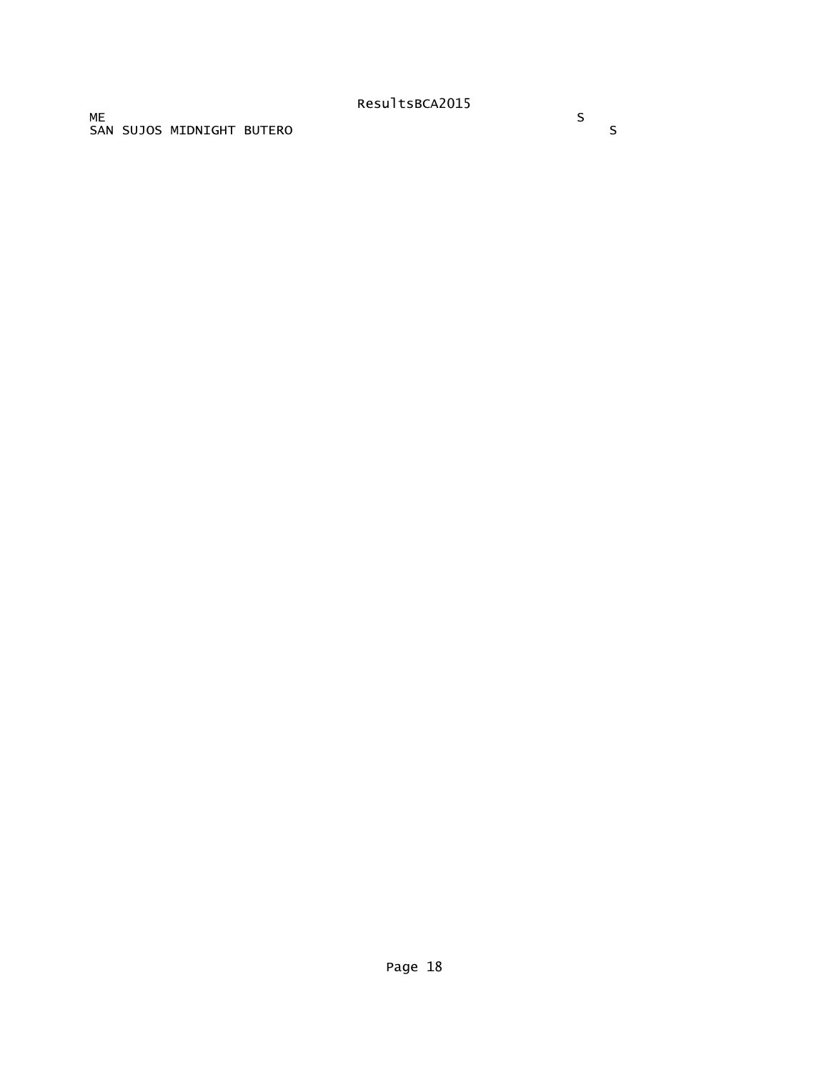ME S
SAN SUJOS MIDNIGHT BUTERO S